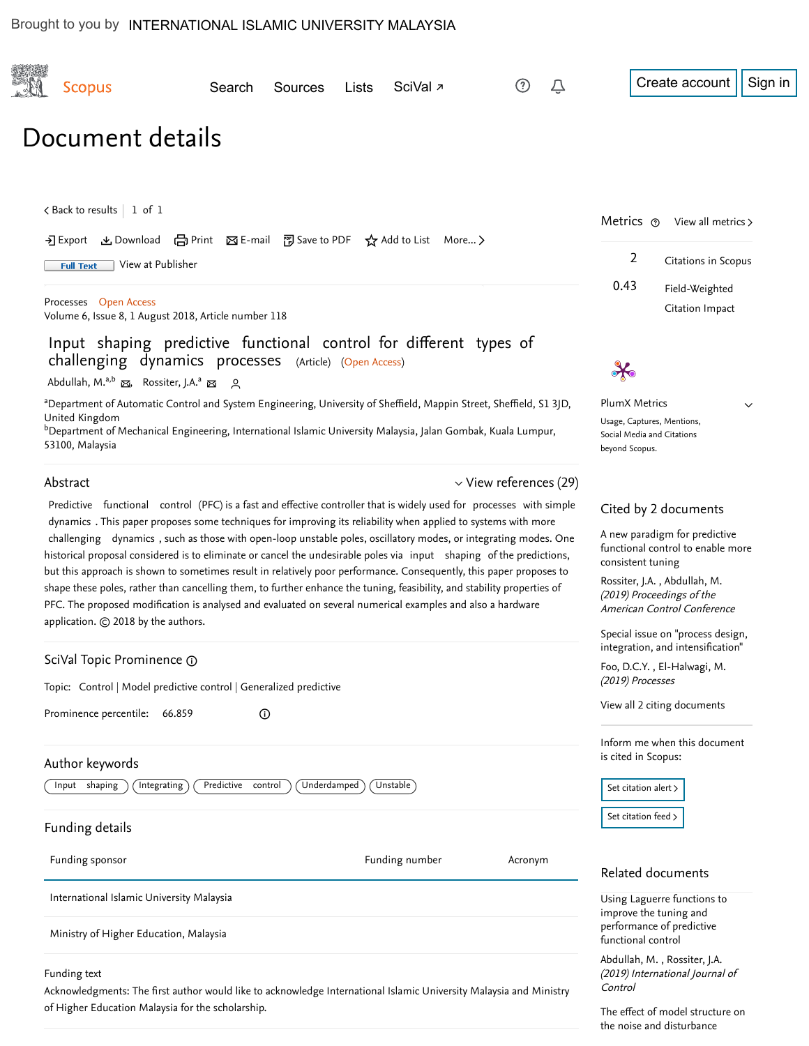Brought to you by INTERNATIONAL ISLAMIC UNIVERSITY MALAYSIA

Scopus Search Sources Lists SciVal ↗ Create account Sign in

# Document details

< Back to results | 1 of 1

Export Download Print E-mail Save to PDF Add to List More... >

Full Text View at Publisher

Processes Open Access
Volume 6, Issue 8, 1 August 2018, Article number 118

## Input shaping predictive functional control for different types of challenging dynamics processes (Article) (Open Access)

Abdullah, M.[a,b], Rossiter, J.A.[a]

[a]Department of Automatic Control and System Engineering, University of Sheffield, Mappin Street, Sheffield, S1 3JD, United Kingdom
[b]Department of Mechanical Engineering, International Islamic University Malaysia, Jalan Gombak, Kuala Lumpur, 53100, Malaysia

### Abstract

View references (29)

Predictive functional control (PFC) is a fast and effective controller that is widely used for processes with simple dynamics . This paper proposes some techniques for improving its reliability when applied to systems with more challenging dynamics , such as those with open-loop unstable poles, oscillatory modes, or integrating modes. One historical proposal considered is to eliminate or cancel the undesirable poles via input shaping of the predictions, but this approach is shown to sometimes result in relatively poor performance. Consequently, this paper proposes to shape these poles, rather than cancelling them, to further enhance the tuning, feasibility, and stability properties of PFC. The proposed modification is analysed and evaluated on several numerical examples and also a hardware application. © 2018 by the authors.

### SciVal Topic Prominence

Topic: Control | Model predictive control | Generalized predictive

Prominence percentile: 66.859

### Author keywords

Input shaping | Integrating | Predictive control | Underdamped | Unstable

### Funding details

| Funding sponsor | Funding number | Acronym |
|---|---|---|
| International Islamic University Malaysia | | |
| Ministry of Higher Education, Malaysia | | |

Funding text
Acknowledgments: The first author would like to acknowledge International Islamic University Malaysia and Ministry of Higher Education Malaysia for the scholarship.

### Metrics

View all metrics >

2 Citations in Scopus

0.43 Field-Weighted Citation Impact

PlumX Metrics
Usage, Captures, Mentions, Social Media and Citations beyond Scopus.

### Cited by 2 documents

A new paradigm for predictive functional control to enable more consistent tuning
Rossiter, J.A. , Abdullah, M.
*(2019) Proceedings of the American Control Conference*

Special issue on "process design, integration, and intensification"
Foo, D.C.Y. , El-Halwagi, M.
*(2019) Processes*

View all 2 citing documents

Inform me when this document is cited in Scopus:

Set citation alert >
Set citation feed >

### Related documents

Using Laguerre functions to improve the tuning and performance of predictive functional control
Abdullah, M. , Rossiter, J.A.
*(2019) International Journal of Control*

The effect of model structure on the noise and disturbance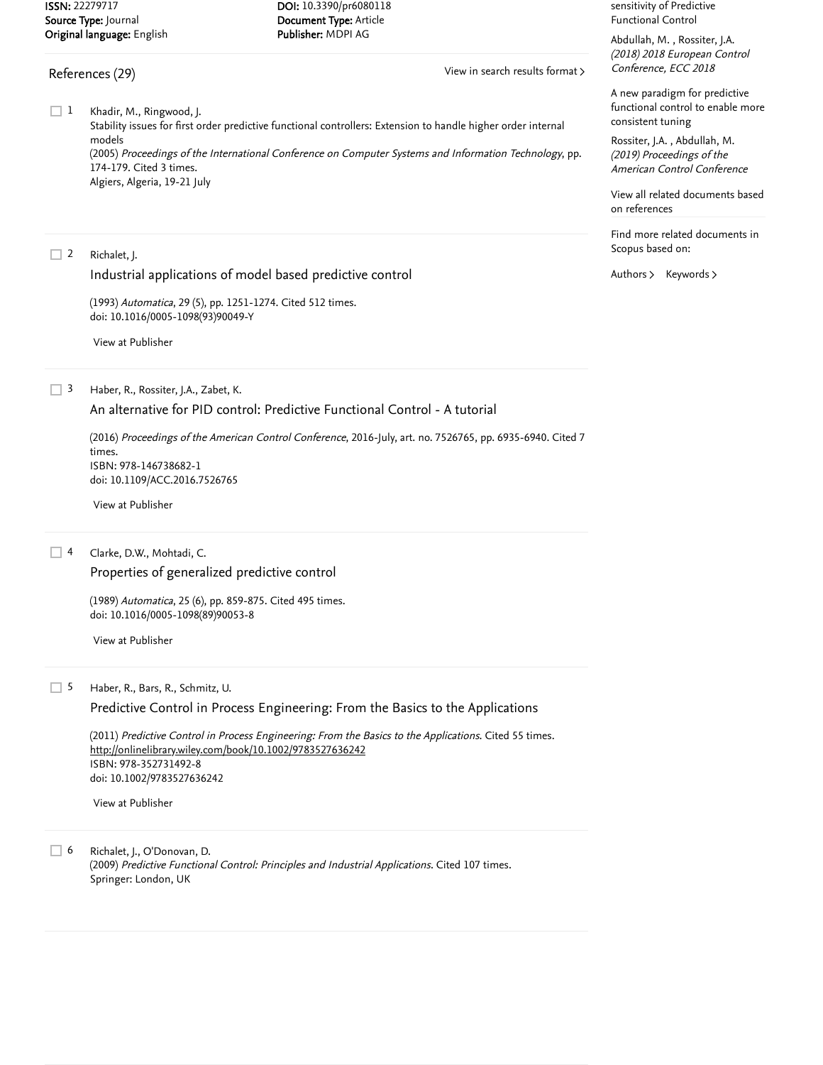ISSN: 22279717
Source Type: Journal
Original language: English

DOI: 10.3390/pr6080118
Document Type: Article
Publisher: MDPI AG

## References (29)

View in search results format >

1. Khadir, M., Ringwood, J.
Stability issues for first order predictive functional controllers: Extension to handle higher order internal models
(2005) *Proceedings of the International Conference on Computer Systems and Information Technology*, pp. 174-179. Cited 3 times.
Algiers, Algeria, 19-21 July

2. Richalet, J.
Industrial applications of model based predictive control
(1993) *Automatica*, 29 (5), pp. 1251-1274. Cited 512 times.
doi: 10.1016/0005-1098(93)90049-Y
View at Publisher

3. Haber, R., Rossiter, J.A., Zabet, K.
An alternative for PID control: Predictive Functional Control - A tutorial
(2016) *Proceedings of the American Control Conference*, 2016-July, art. no. 7526765, pp. 6935-6940. Cited 7 times.
ISBN: 978-146738682-1
doi: 10.1109/ACC.2016.7526765
View at Publisher

4. Clarke, D.W., Mohtadi, C.
Properties of generalized predictive control
(1989) *Automatica*, 25 (6), pp. 859-875. Cited 495 times.
doi: 10.1016/0005-1098(89)90053-8
View at Publisher

5. Haber, R., Bars, R., Schmitz, U.
Predictive Control in Process Engineering: From the Basics to the Applications
(2011) *Predictive Control in Process Engineering: From the Basics to the Applications*. Cited 55 times.
http://onlinelibrary.wiley.com/book/10.1002/9783527636242
ISBN: 978-352731492-8
doi: 10.1002/9783527636242
View at Publisher

6. Richalet, J., O'Donovan, D.
(2009) *Predictive Functional Control: Principles and Industrial Applications*. Cited 107 times.
Springer: London, UK

sensitivity of Predictive Functional Control

Abdullah, M. , Rossiter, J.A.
*(2018) 2018 European Control Conference, ECC 2018*

A new paradigm for predictive functional control to enable more consistent tuning

Rossiter, J.A. , Abdullah, M.
*(2019) Proceedings of the American Control Conference*

View all related documents based on references

Find more related documents in Scopus based on:

Authors > Keywords >